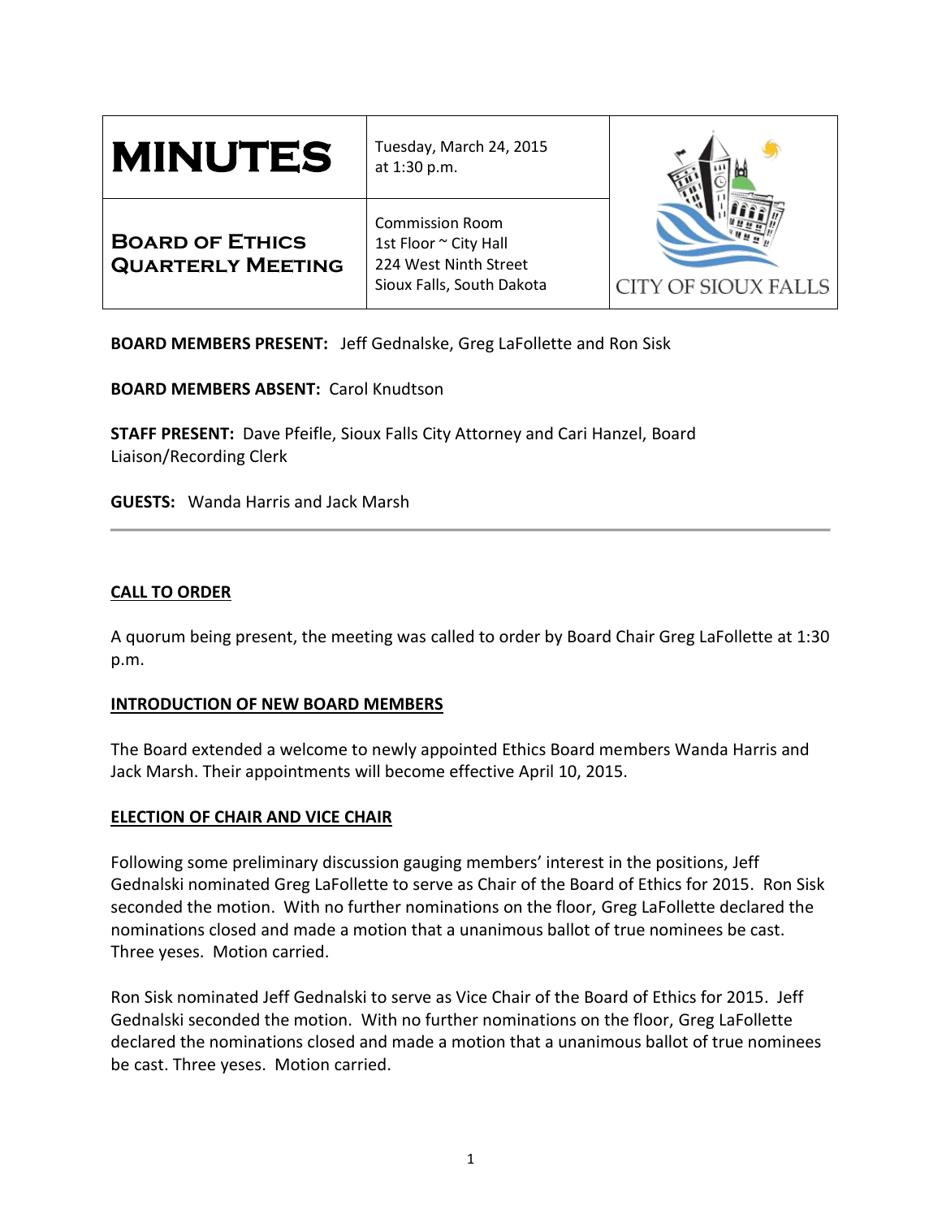| **MINUTES** | Tuesday, March 24, 2015 at 1:30 p.m. | CITY OF SIOUX FALLS |
|---|---|---|
| **BOARD OF ETHICS QUARTERLY MEETING** | Commission Room<br>1st Floor ~ City Hall<br>224 West Ninth Street<br>Sioux Falls, South Dakota | |

**BOARD MEMBERS PRESENT:** Jeff Gednalske, Greg LaFollette and Ron Sisk

**BOARD MEMBERS ABSENT:** Carol Knudtson

**STAFF PRESENT:** Dave Pfeifle, Sioux Falls City Attorney and Cari Hanzel, Board Liaison/Recording Clerk

**GUESTS:** Wanda Harris and Jack Marsh

---

## CALL TO ORDER

A quorum being present, the meeting was called to order by Board Chair Greg LaFollette at 1:30 p.m.

## INTRODUCTION OF NEW BOARD MEMBERS

The Board extended a welcome to newly appointed Ethics Board members Wanda Harris and Jack Marsh. Their appointments will become effective April 10, 2015.

## ELECTION OF CHAIR AND VICE CHAIR

Following some preliminary discussion gauging members' interest in the positions, Jeff Gednalski nominated Greg LaFollette to serve as Chair of the Board of Ethics for 2015. Ron Sisk seconded the motion. With no further nominations on the floor, Greg LaFollette declared the nominations closed and made a motion that a unanimous ballot of true nominees be cast. Three yeses. Motion carried.

Ron Sisk nominated Jeff Gednalski to serve as Vice Chair of the Board of Ethics for 2015. Jeff Gednalski seconded the motion. With no further nominations on the floor, Greg LaFollette declared the nominations closed and made a motion that a unanimous ballot of true nominees be cast. Three yeses. Motion carried.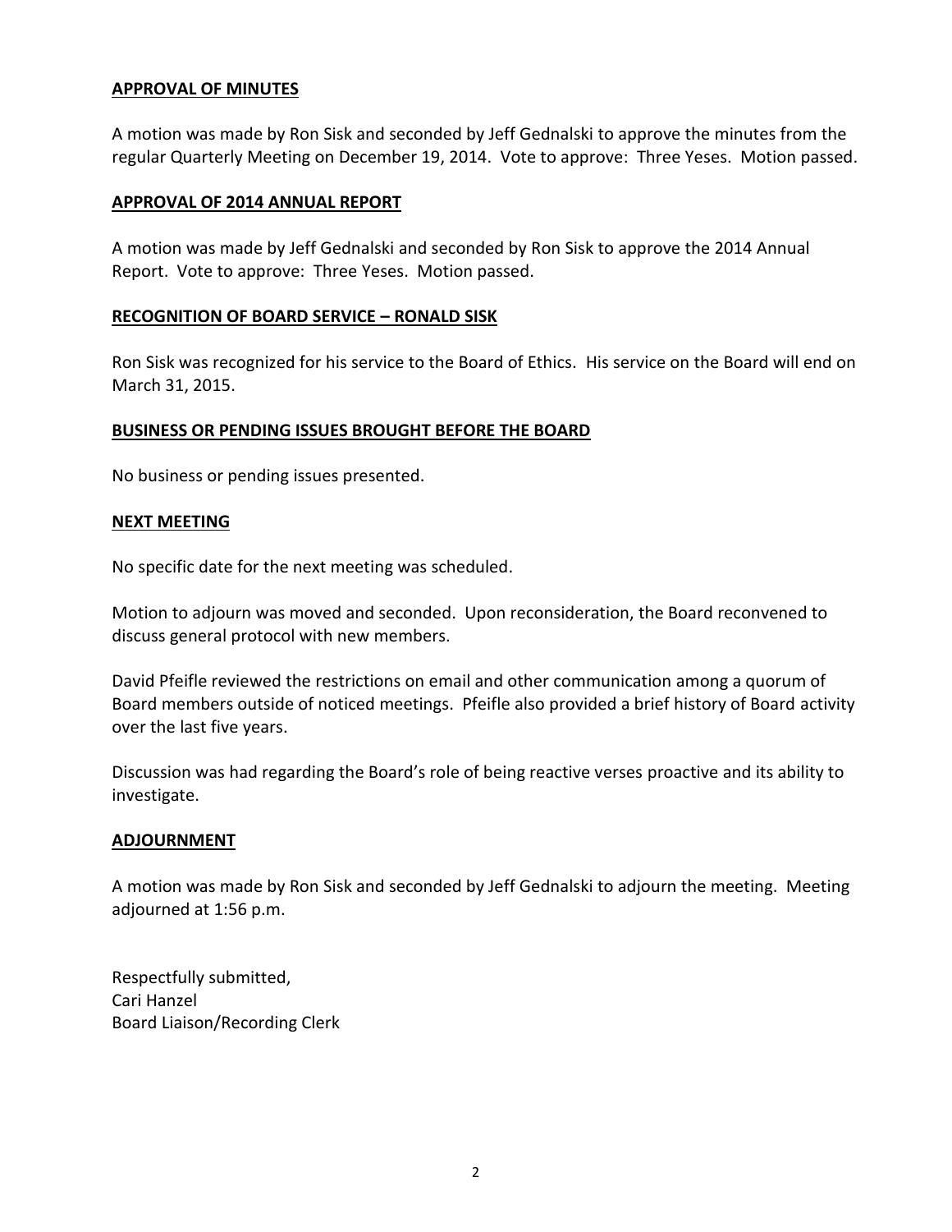**APPROVAL OF MINUTES**

A motion was made by Ron Sisk and seconded by Jeff Gednalski to approve the minutes from the regular Quarterly Meeting on December 19, 2014. Vote to approve: Three Yeses. Motion passed.

**APPROVAL OF 2014 ANNUAL REPORT**

A motion was made by Jeff Gednalski and seconded by Ron Sisk to approve the 2014 Annual Report. Vote to approve: Three Yeses. Motion passed.

**RECOGNITION OF BOARD SERVICE – RONALD SISK**

Ron Sisk was recognized for his service to the Board of Ethics. His service on the Board will end on March 31, 2015.

**BUSINESS OR PENDING ISSUES BROUGHT BEFORE THE BOARD**

No business or pending issues presented.

**NEXT MEETING**

No specific date for the next meeting was scheduled.

Motion to adjourn was moved and seconded. Upon reconsideration, the Board reconvened to discuss general protocol with new members.

David Pfeifle reviewed the restrictions on email and other communication among a quorum of Board members outside of noticed meetings. Pfeifle also provided a brief history of Board activity over the last five years.

Discussion was had regarding the Board's role of being reactive verses proactive and its ability to investigate.

**ADJOURNMENT**

A motion was made by Ron Sisk and seconded by Jeff Gednalski to adjourn the meeting. Meeting adjourned at 1:56 p.m.

Respectfully submitted,
Cari Hanzel
Board Liaison/Recording Clerk